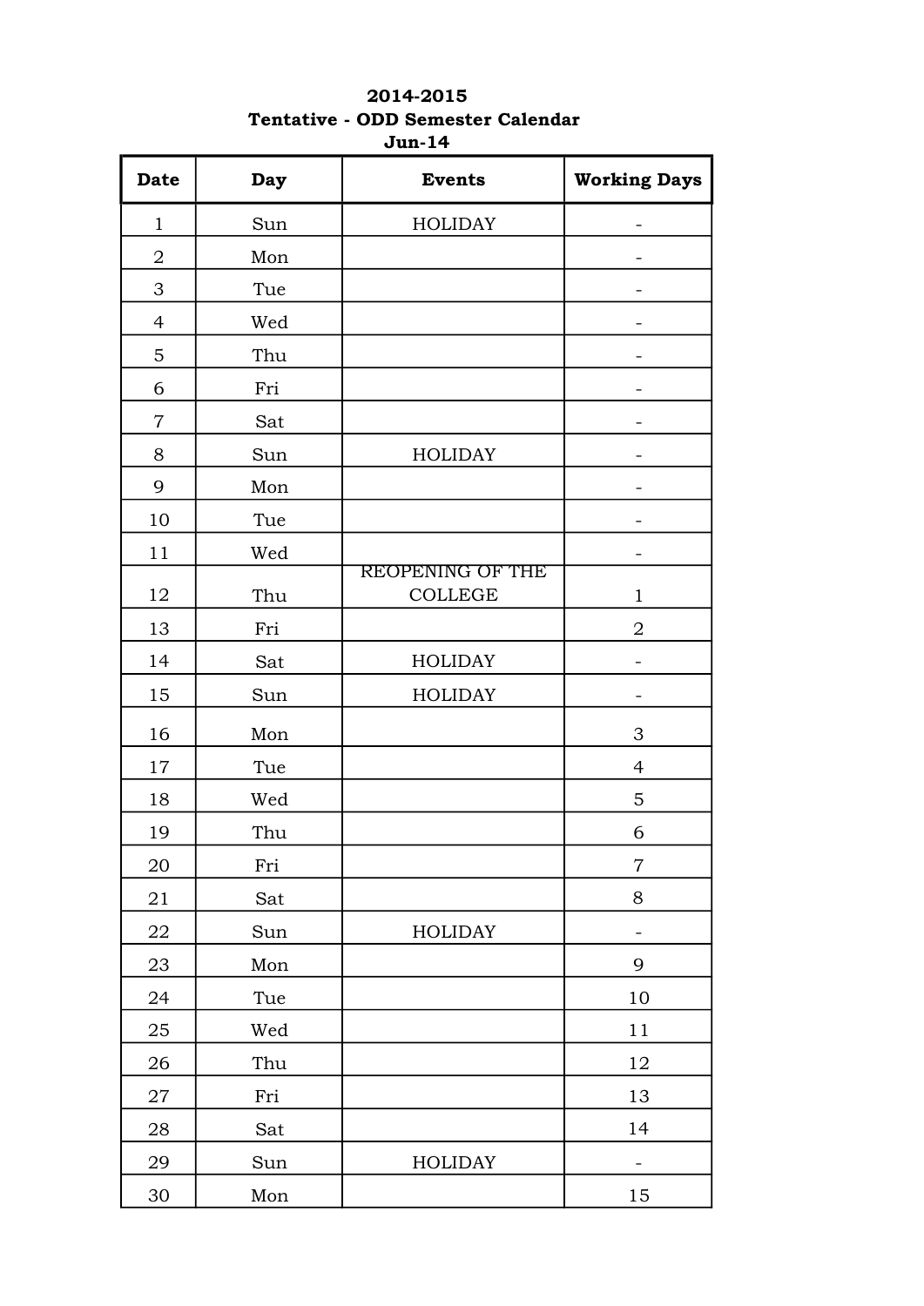**2014-2015**

**Tentative - ODD Semester Calendar**

**Jun-14**

| Date | Day | Events | Working Days |
|---|---|---|---|
| 1 | Sun | HOLIDAY | - |
| 2 | Mon | | - |
| 3 | Tue | | - |
| 4 | Wed | | - |
| 5 | Thu | | - |
| 6 | Fri | | - |
| 7 | Sat | | - |
| 8 | Sun | HOLIDAY | - |
| 9 | Mon | | - |
| 10 | Tue | | - |
| 11 | Wed | | - |
| 12 | Thu | REOPENING OF THE COLLEGE | 1 |
| 13 | Fri | | 2 |
| 14 | Sat | HOLIDAY | - |
| 15 | Sun | HOLIDAY | - |
| 16 | Mon | | 3 |
| 17 | Tue | | 4 |
| 18 | Wed | | 5 |
| 19 | Thu | | 6 |
| 20 | Fri | | 7 |
| 21 | Sat | | 8 |
| 22 | Sun | HOLIDAY | - |
| 23 | Mon | | 9 |
| 24 | Tue | | 10 |
| 25 | Wed | | 11 |
| 26 | Thu | | 12 |
| 27 | Fri | | 13 |
| 28 | Sat | | 14 |
| 29 | Sun | HOLIDAY | - |
| 30 | Mon | | 15 |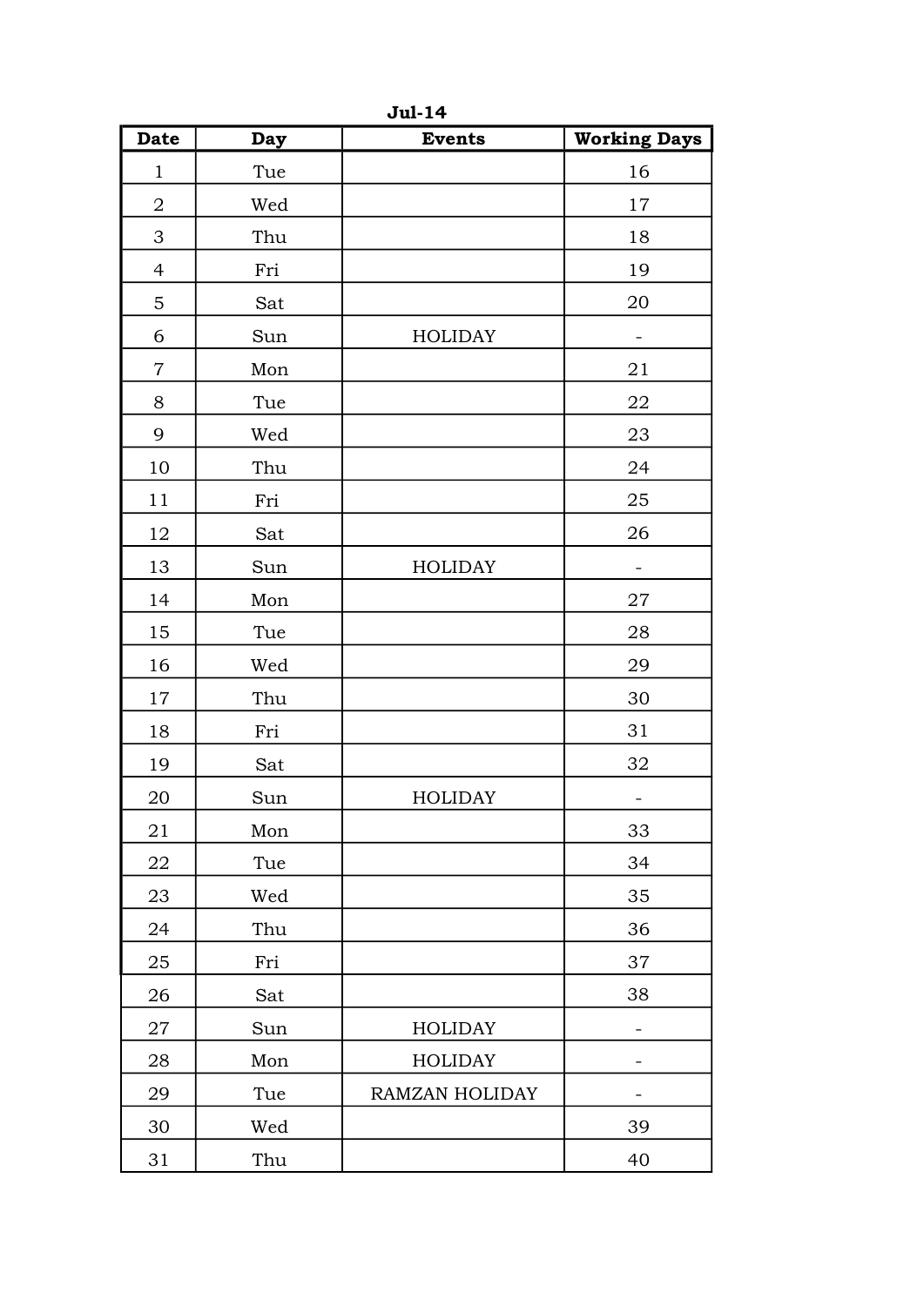**Jul-14**

| Date | Day | Events | Working Days |
|---|---|---|---|
| 1 | Tue | | 16 |
| 2 | Wed | | 17 |
| 3 | Thu | | 18 |
| 4 | Fri | | 19 |
| 5 | Sat | | 20 |
| 6 | Sun | HOLIDAY | - |
| 7 | Mon | | 21 |
| 8 | Tue | | 22 |
| 9 | Wed | | 23 |
| 10 | Thu | | 24 |
| 11 | Fri | | 25 |
| 12 | Sat | | 26 |
| 13 | Sun | HOLIDAY | - |
| 14 | Mon | | 27 |
| 15 | Tue | | 28 |
| 16 | Wed | | 29 |
| 17 | Thu | | 30 |
| 18 | Fri | | 31 |
| 19 | Sat | | 32 |
| 20 | Sun | HOLIDAY | - |
| 21 | Mon | | 33 |
| 22 | Tue | | 34 |
| 23 | Wed | | 35 |
| 24 | Thu | | 36 |
| 25 | Fri | | 37 |
| 26 | Sat | | 38 |
| 27 | Sun | HOLIDAY | - |
| 28 | Mon | HOLIDAY | - |
| 29 | Tue | RAMZAN HOLIDAY | - |
| 30 | Wed | | 39 |
| 31 | Thu | | 40 |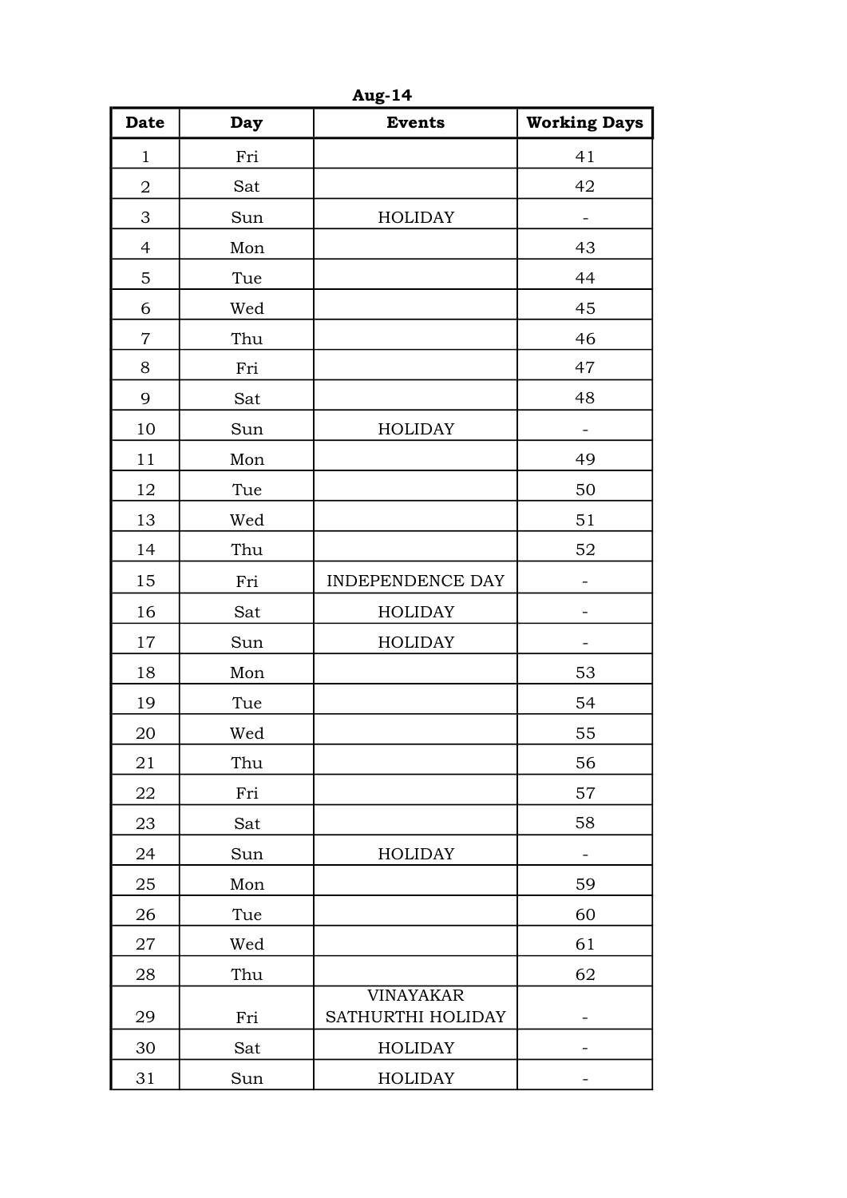**Aug-14**

| Date | Day | Events | Working Days |
|---|---|---|---|
| 1 | Fri | | 41 |
| 2 | Sat | | 42 |
| 3 | Sun | HOLIDAY | - |
| 4 | Mon | | 43 |
| 5 | Tue | | 44 |
| 6 | Wed | | 45 |
| 7 | Thu | | 46 |
| 8 | Fri | | 47 |
| 9 | Sat | | 48 |
| 10 | Sun | HOLIDAY | - |
| 11 | Mon | | 49 |
| 12 | Tue | | 50 |
| 13 | Wed | | 51 |
| 14 | Thu | | 52 |
| 15 | Fri | INDEPENDENCE DAY | - |
| 16 | Sat | HOLIDAY | - |
| 17 | Sun | HOLIDAY | - |
| 18 | Mon | | 53 |
| 19 | Tue | | 54 |
| 20 | Wed | | 55 |
| 21 | Thu | | 56 |
| 22 | Fri | | 57 |
| 23 | Sat | | 58 |
| 24 | Sun | HOLIDAY | - |
| 25 | Mon | | 59 |
| 26 | Tue | | 60 |
| 27 | Wed | | 61 |
| 28 | Thu | | 62 |
| 29 | Fri | VINAYAKAR SATHURTHI HOLIDAY | - |
| 30 | Sat | HOLIDAY | - |
| 31 | Sun | HOLIDAY | - |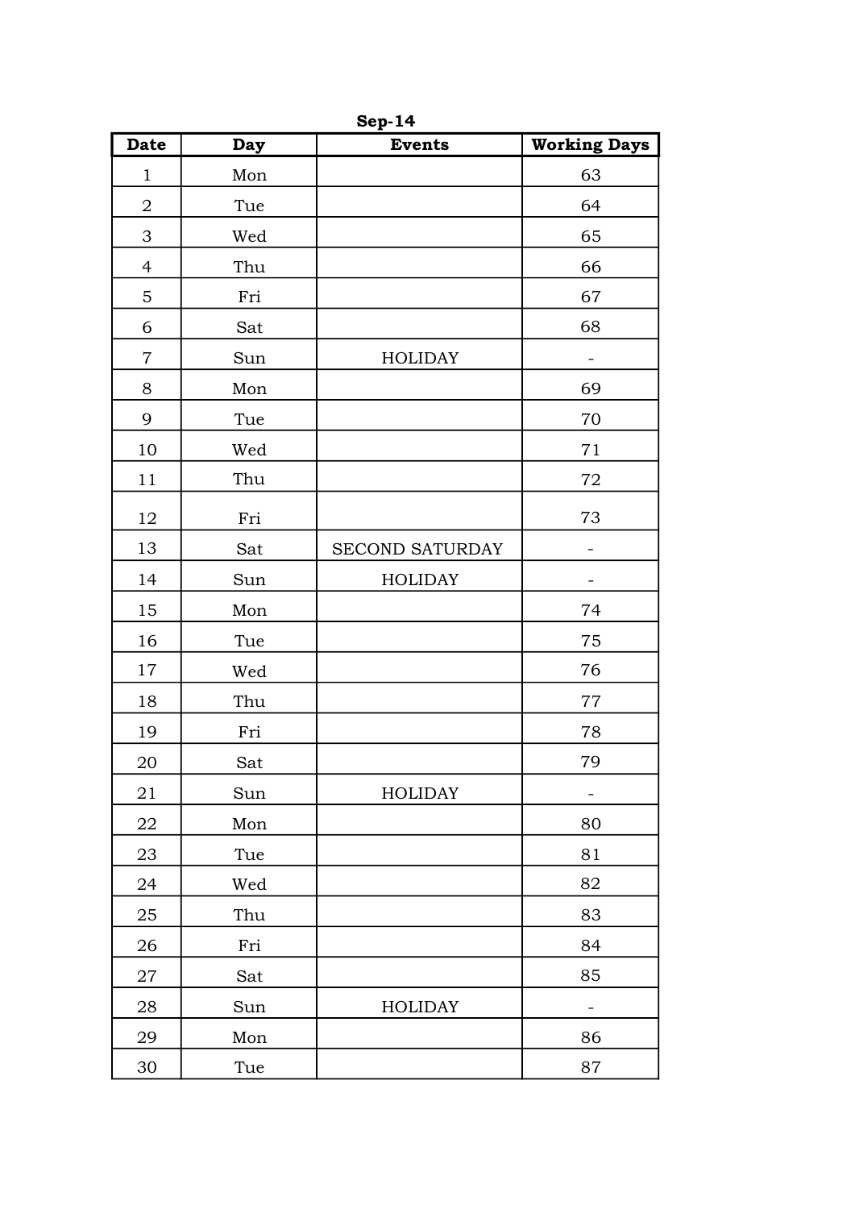**Sep-14**

| Date | Day | Events | Working Days |
|---|---|---|---|
| 1 | Mon | | 63 |
| 2 | Tue | | 64 |
| 3 | Wed | | 65 |
| 4 | Thu | | 66 |
| 5 | Fri | | 67 |
| 6 | Sat | | 68 |
| 7 | Sun | HOLIDAY | - |
| 8 | Mon | | 69 |
| 9 | Tue | | 70 |
| 10 | Wed | | 71 |
| 11 | Thu | | 72 |
| 12 | Fri | | 73 |
| 13 | Sat | SECOND SATURDAY | - |
| 14 | Sun | HOLIDAY | - |
| 15 | Mon | | 74 |
| 16 | Tue | | 75 |
| 17 | Wed | | 76 |
| 18 | Thu | | 77 |
| 19 | Fri | | 78 |
| 20 | Sat | | 79 |
| 21 | Sun | HOLIDAY | - |
| 22 | Mon | | 80 |
| 23 | Tue | | 81 |
| 24 | Wed | | 82 |
| 25 | Thu | | 83 |
| 26 | Fri | | 84 |
| 27 | Sat | | 85 |
| 28 | Sun | HOLIDAY | - |
| 29 | Mon | | 86 |
| 30 | Tue | | 87 |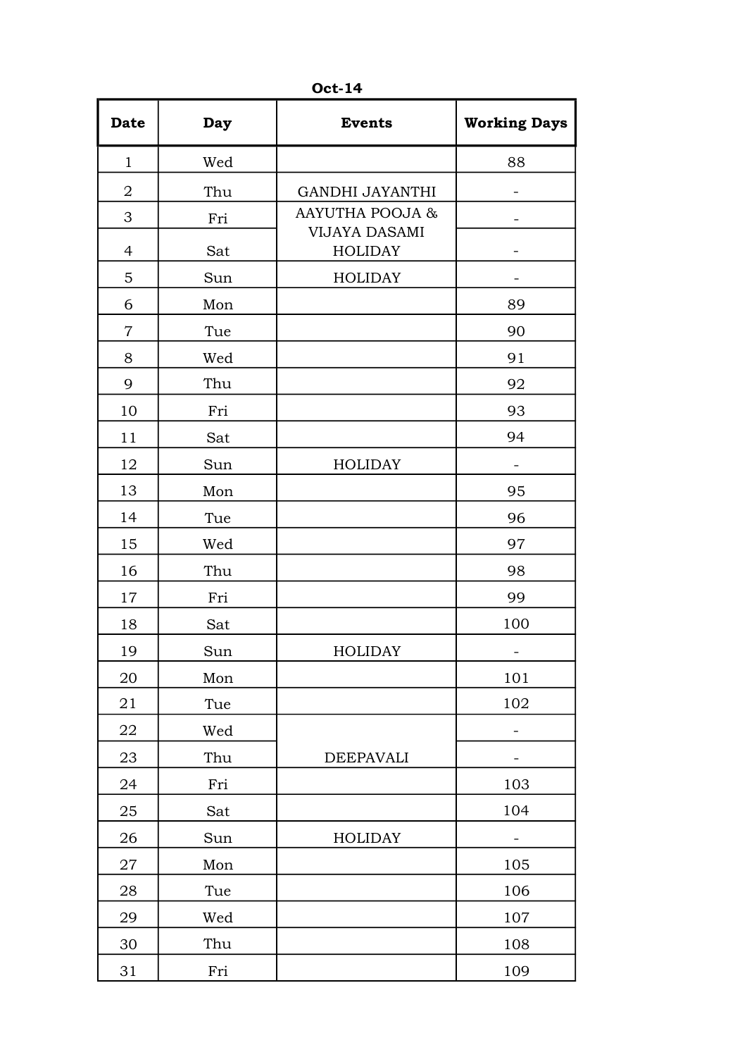**Oct-14**

| Date | Day | Events | Working Days |
| --- | --- | --- | --- |
| 1 | Wed | | 88 |
| 2 | Thu | GANDHI JAYANTHI | - |
| 3 | Fri | AAYUTHA POOJA & VIJAYA DASAMI HOLIDAY | - |
| 4 | Sat | | - |
| 5 | Sun | HOLIDAY | - |
| 6 | Mon | | 89 |
| 7 | Tue | | 90 |
| 8 | Wed | | 91 |
| 9 | Thu | | 92 |
| 10 | Fri | | 93 |
| 11 | Sat | | 94 |
| 12 | Sun | HOLIDAY | - |
| 13 | Mon | | 95 |
| 14 | Tue | | 96 |
| 15 | Wed | | 97 |
| 16 | Thu | | 98 |
| 17 | Fri | | 99 |
| 18 | Sat | | 100 |
| 19 | Sun | HOLIDAY | - |
| 20 | Mon | | 101 |
| 21 | Tue | | 102 |
| 22 | Wed | DEEPAVALI | - |
| 23 | Thu | | - |
| 24 | Fri | | 103 |
| 25 | Sat | | 104 |
| 26 | Sun | HOLIDAY | - |
| 27 | Mon | | 105 |
| 28 | Tue | | 106 |
| 29 | Wed | | 107 |
| 30 | Thu | | 108 |
| 31 | Fri | | 109 |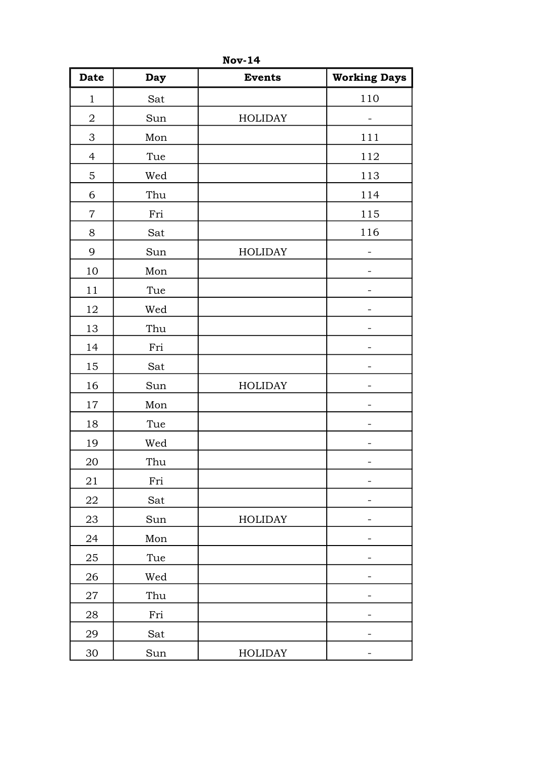**Nov-14**

| Date | Day | Events | Working Days |
|---|---|---|---|
| 1 | Sat | | 110 |
| 2 | Sun | HOLIDAY | - |
| 3 | Mon | | 111 |
| 4 | Tue | | 112 |
| 5 | Wed | | 113 |
| 6 | Thu | | 114 |
| 7 | Fri | | 115 |
| 8 | Sat | | 116 |
| 9 | Sun | HOLIDAY | - |
| 10 | Mon | | - |
| 11 | Tue | | - |
| 12 | Wed | | - |
| 13 | Thu | | - |
| 14 | Fri | | - |
| 15 | Sat | | - |
| 16 | Sun | HOLIDAY | - |
| 17 | Mon | | - |
| 18 | Tue | | - |
| 19 | Wed | | - |
| 20 | Thu | | - |
| 21 | Fri | | - |
| 22 | Sat | | - |
| 23 | Sun | HOLIDAY | - |
| 24 | Mon | | - |
| 25 | Tue | | - |
| 26 | Wed | | - |
| 27 | Thu | | - |
| 28 | Fri | | - |
| 29 | Sat | | - |
| 30 | Sun | HOLIDAY | - |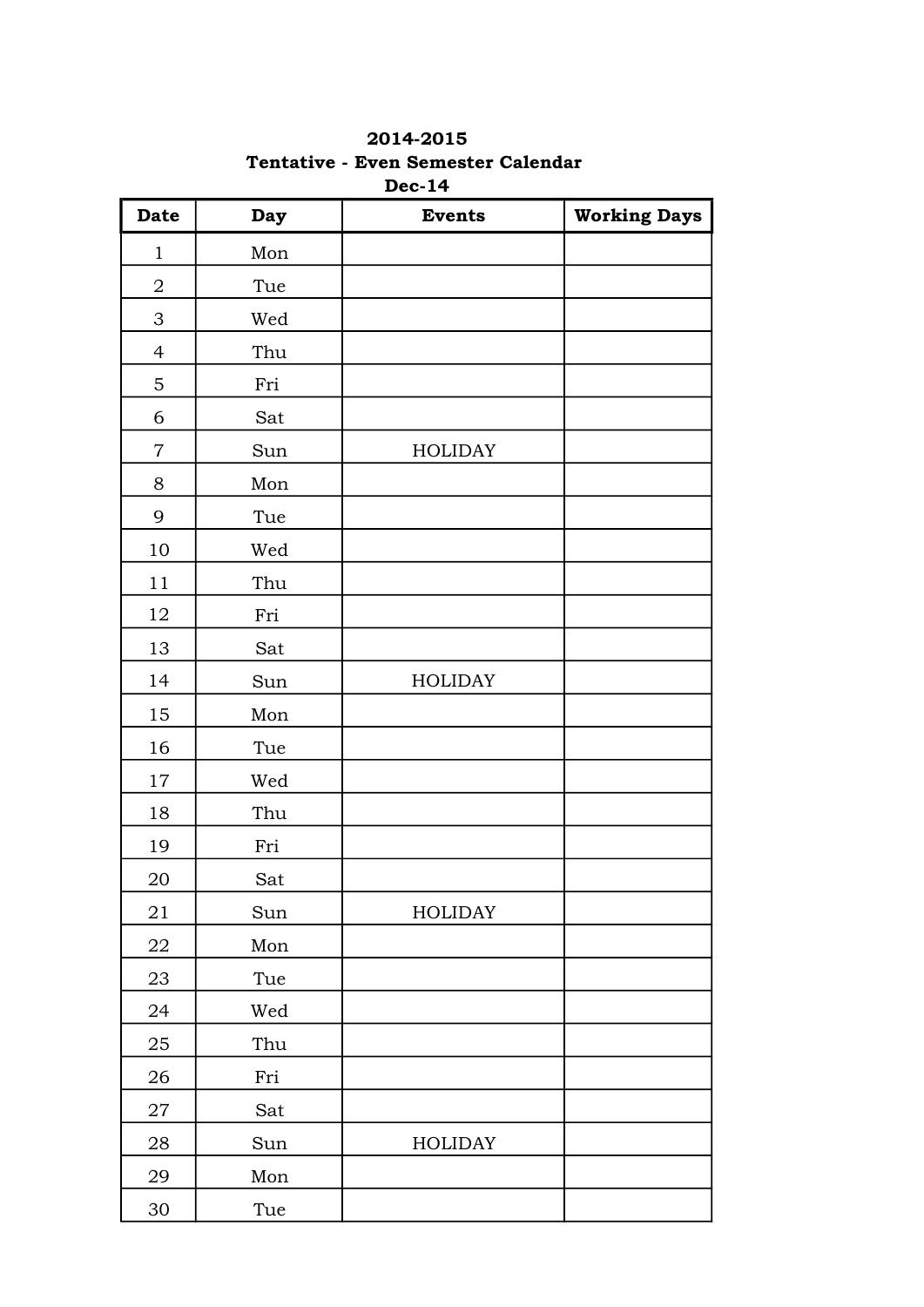**2014-2015**

**Tentative - Even Semester Calendar**

**Dec-14**

| Date | Day | Events | Working Days |
|---|---|---|---|
| 1 | Mon | | |
| 2 | Tue | | |
| 3 | Wed | | |
| 4 | Thu | | |
| 5 | Fri | | |
| 6 | Sat | | |
| 7 | Sun | HOLIDAY | |
| 8 | Mon | | |
| 9 | Tue | | |
| 10 | Wed | | |
| 11 | Thu | | |
| 12 | Fri | | |
| 13 | Sat | | |
| 14 | Sun | HOLIDAY | |
| 15 | Mon | | |
| 16 | Tue | | |
| 17 | Wed | | |
| 18 | Thu | | |
| 19 | Fri | | |
| 20 | Sat | | |
| 21 | Sun | HOLIDAY | |
| 22 | Mon | | |
| 23 | Tue | | |
| 24 | Wed | | |
| 25 | Thu | | |
| 26 | Fri | | |
| 27 | Sat | | |
| 28 | Sun | HOLIDAY | |
| 29 | Mon | | |
| 30 | Tue | | |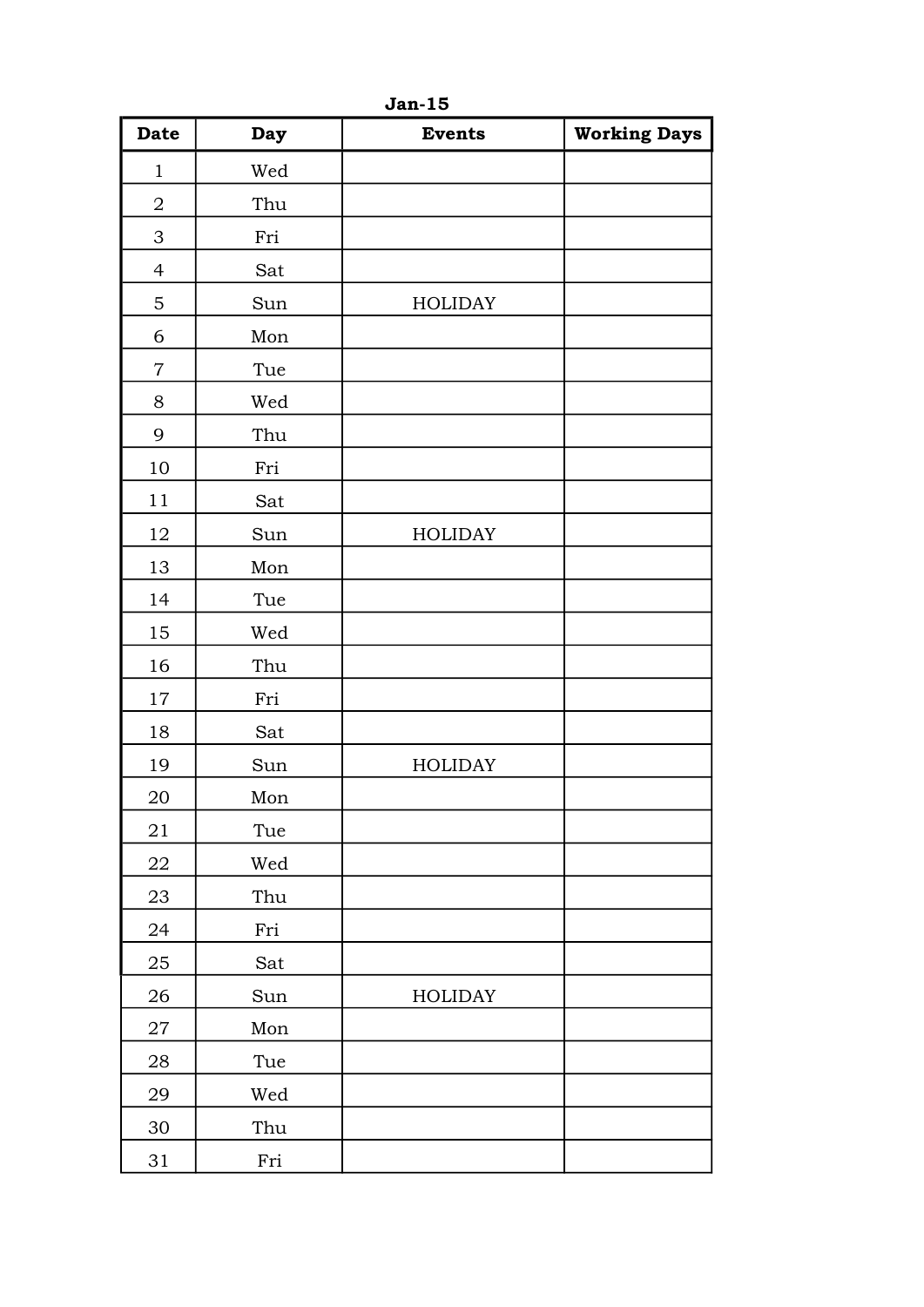**Jan-15**

| Date | Day | Events | Working Days |
|---|---|---|---|
| 1 | Wed | | |
| 2 | Thu | | |
| 3 | Fri | | |
| 4 | Sat | | |
| 5 | Sun | HOLIDAY | |
| 6 | Mon | | |
| 7 | Tue | | |
| 8 | Wed | | |
| 9 | Thu | | |
| 10 | Fri | | |
| 11 | Sat | | |
| 12 | Sun | HOLIDAY | |
| 13 | Mon | | |
| 14 | Tue | | |
| 15 | Wed | | |
| 16 | Thu | | |
| 17 | Fri | | |
| 18 | Sat | | |
| 19 | Sun | HOLIDAY | |
| 20 | Mon | | |
| 21 | Tue | | |
| 22 | Wed | | |
| 23 | Thu | | |
| 24 | Fri | | |
| 25 | Sat | | |
| 26 | Sun | HOLIDAY | |
| 27 | Mon | | |
| 28 | Tue | | |
| 29 | Wed | | |
| 30 | Thu | | |
| 31 | Fri | | |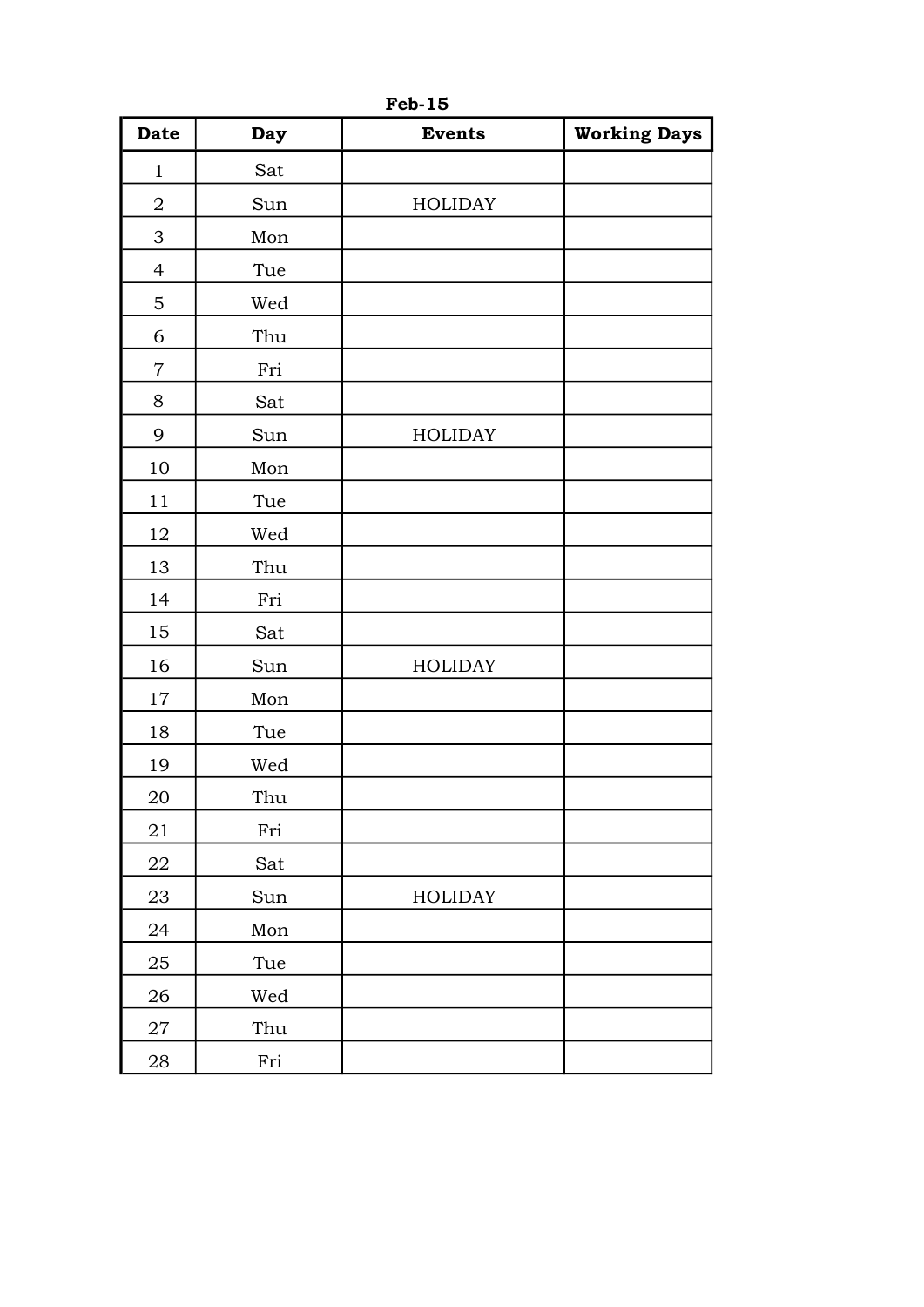**Feb-15**

| Date | Day | Events | Working Days |
|---|---|---|---|
| 1 | Sat | | |
| 2 | Sun | HOLIDAY | |
| 3 | Mon | | |
| 4 | Tue | | |
| 5 | Wed | | |
| 6 | Thu | | |
| 7 | Fri | | |
| 8 | Sat | | |
| 9 | Sun | HOLIDAY | |
| 10 | Mon | | |
| 11 | Tue | | |
| 12 | Wed | | |
| 13 | Thu | | |
| 14 | Fri | | |
| 15 | Sat | | |
| 16 | Sun | HOLIDAY | |
| 17 | Mon | | |
| 18 | Tue | | |
| 19 | Wed | | |
| 20 | Thu | | |
| 21 | Fri | | |
| 22 | Sat | | |
| 23 | Sun | HOLIDAY | |
| 24 | Mon | | |
| 25 | Tue | | |
| 26 | Wed | | |
| 27 | Thu | | |
| 28 | Fri | | |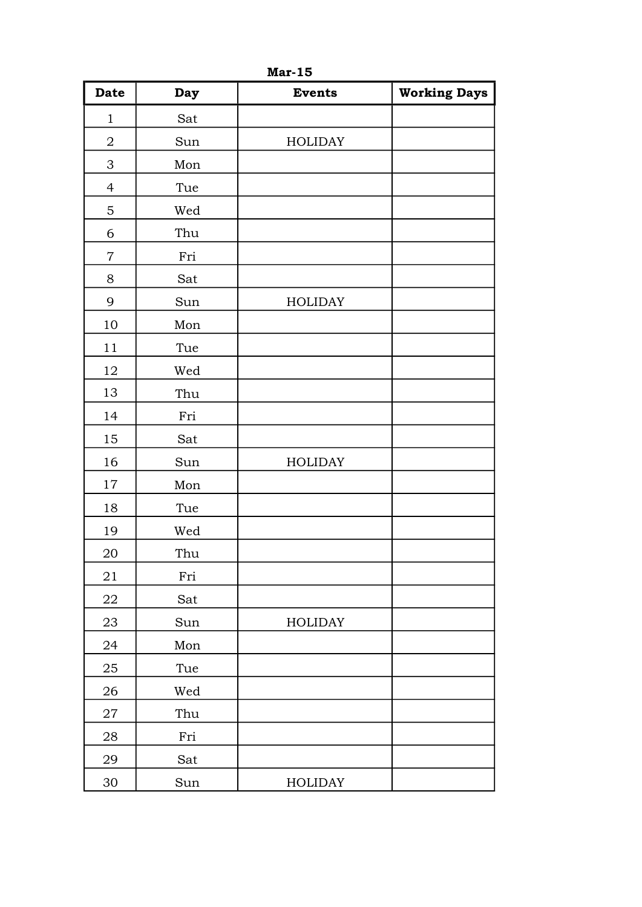**Mar-15**

| Date | Day | Events | Working Days |
|---|---|---|---|
| 1 | Sat | | |
| 2 | Sun | HOLIDAY | |
| 3 | Mon | | |
| 4 | Tue | | |
| 5 | Wed | | |
| 6 | Thu | | |
| 7 | Fri | | |
| 8 | Sat | | |
| 9 | Sun | HOLIDAY | |
| 10 | Mon | | |
| 11 | Tue | | |
| 12 | Wed | | |
| 13 | Thu | | |
| 14 | Fri | | |
| 15 | Sat | | |
| 16 | Sun | HOLIDAY | |
| 17 | Mon | | |
| 18 | Tue | | |
| 19 | Wed | | |
| 20 | Thu | | |
| 21 | Fri | | |
| 22 | Sat | | |
| 23 | Sun | HOLIDAY | |
| 24 | Mon | | |
| 25 | Tue | | |
| 26 | Wed | | |
| 27 | Thu | | |
| 28 | Fri | | |
| 29 | Sat | | |
| 30 | Sun | HOLIDAY | |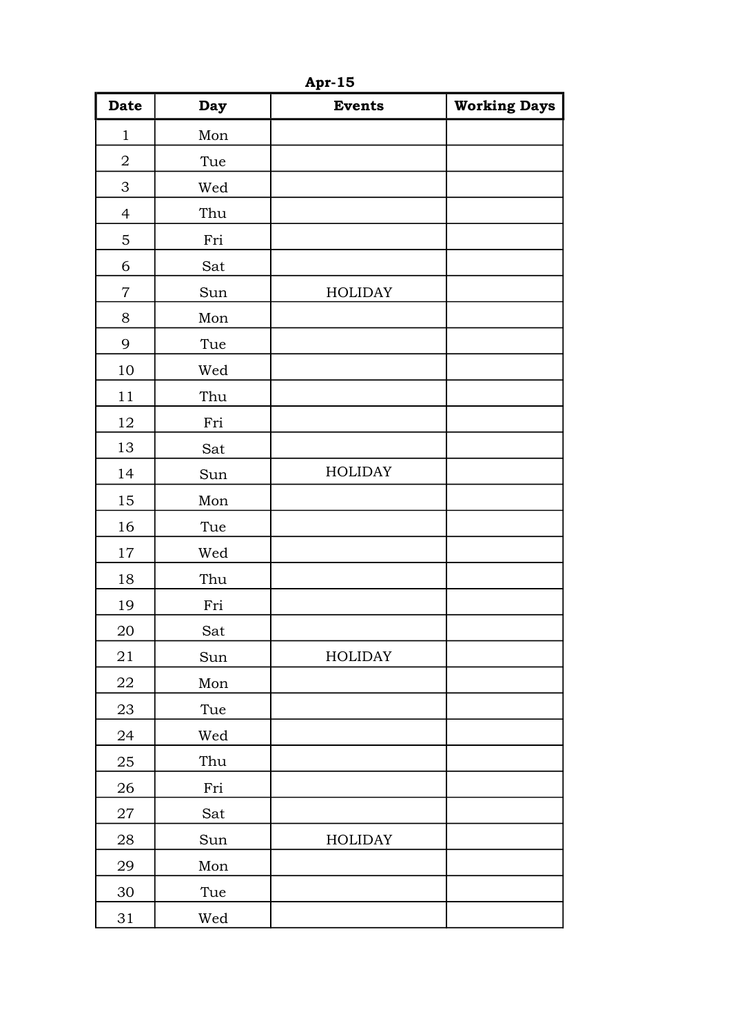**Apr-15**

| Date | Day | Events | Working Days |
|---|---|---|---|
| 1 | Mon | | |
| 2 | Tue | | |
| 3 | Wed | | |
| 4 | Thu | | |
| 5 | Fri | | |
| 6 | Sat | | |
| 7 | Sun | HOLIDAY | |
| 8 | Mon | | |
| 9 | Tue | | |
| 10 | Wed | | |
| 11 | Thu | | |
| 12 | Fri | | |
| 13 | Sat | | |
| 14 | Sun | HOLIDAY | |
| 15 | Mon | | |
| 16 | Tue | | |
| 17 | Wed | | |
| 18 | Thu | | |
| 19 | Fri | | |
| 20 | Sat | | |
| 21 | Sun | HOLIDAY | |
| 22 | Mon | | |
| 23 | Tue | | |
| 24 | Wed | | |
| 25 | Thu | | |
| 26 | Fri | | |
| 27 | Sat | | |
| 28 | Sun | HOLIDAY | |
| 29 | Mon | | |
| 30 | Tue | | |
| 31 | Wed | | |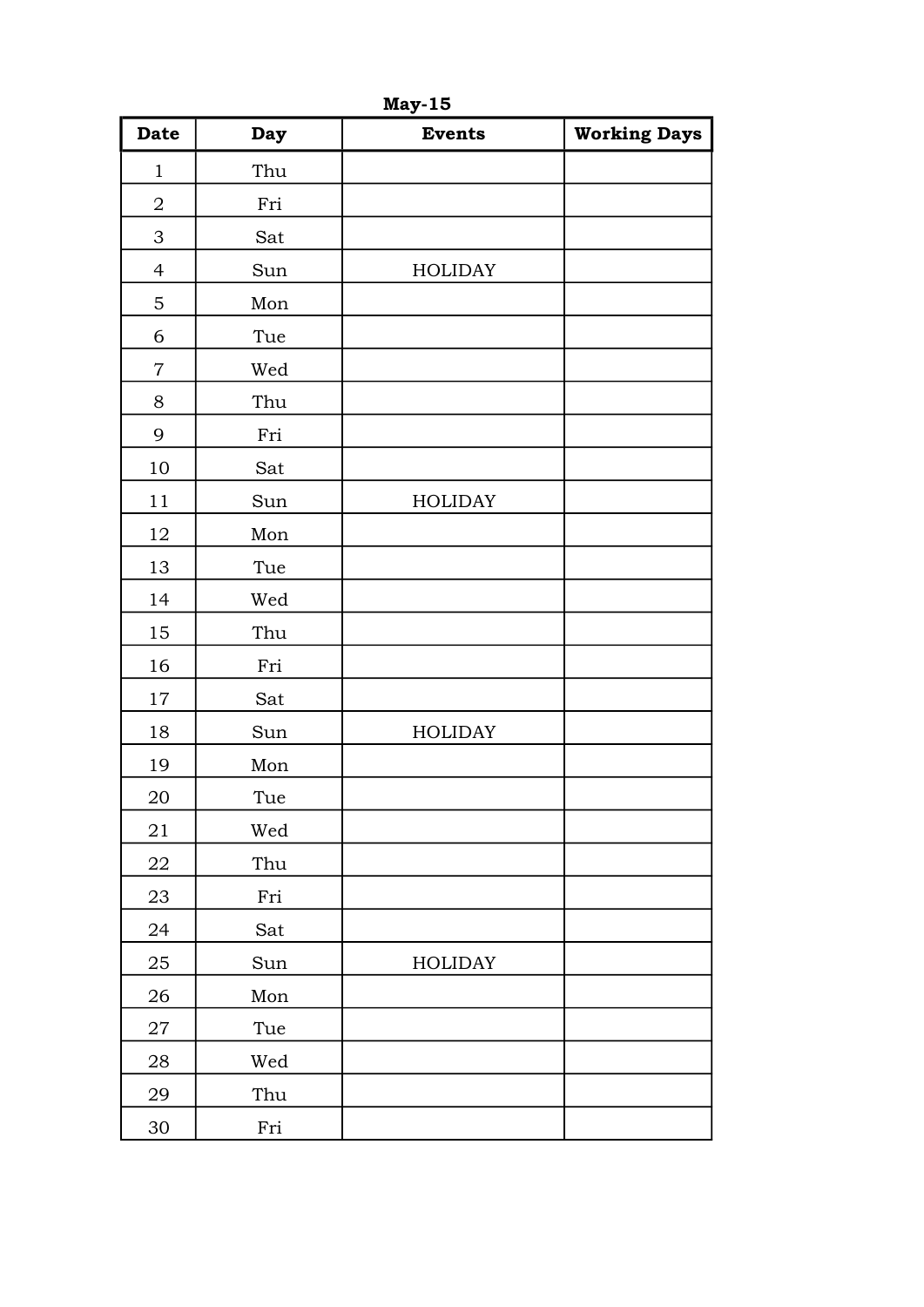**May-15**

| Date | Day | Events | Working Days |
|---|---|---|---|
| 1 | Thu | | |
| 2 | Fri | | |
| 3 | Sat | | |
| 4 | Sun | HOLIDAY | |
| 5 | Mon | | |
| 6 | Tue | | |
| 7 | Wed | | |
| 8 | Thu | | |
| 9 | Fri | | |
| 10 | Sat | | |
| 11 | Sun | HOLIDAY | |
| 12 | Mon | | |
| 13 | Tue | | |
| 14 | Wed | | |
| 15 | Thu | | |
| 16 | Fri | | |
| 17 | Sat | | |
| 18 | Sun | HOLIDAY | |
| 19 | Mon | | |
| 20 | Tue | | |
| 21 | Wed | | |
| 22 | Thu | | |
| 23 | Fri | | |
| 24 | Sat | | |
| 25 | Sun | HOLIDAY | |
| 26 | Mon | | |
| 27 | Tue | | |
| 28 | Wed | | |
| 29 | Thu | | |
| 30 | Fri | | |